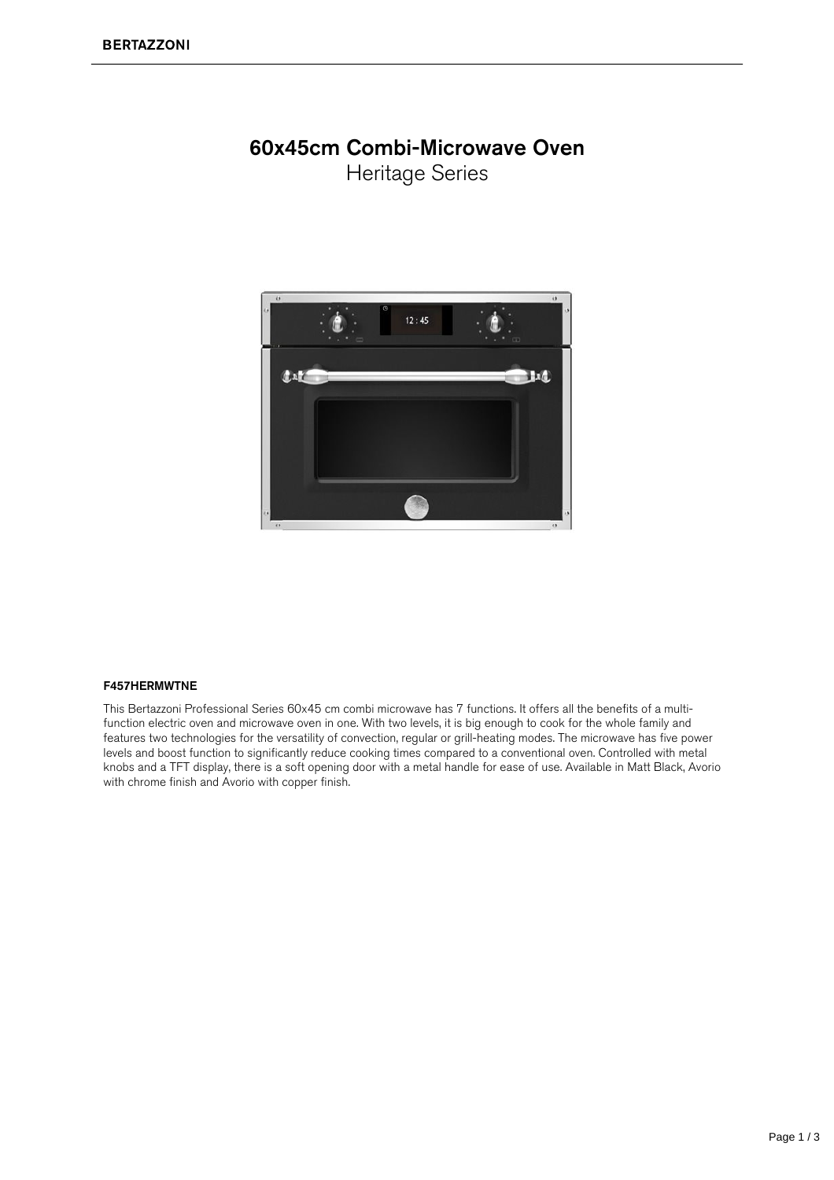# 60x45cm Combi-Microwave Oven

Heritage Series

**F457HERMWTNE**

This Bertazzoni Professional Series 60x45 cm combi microwave has 7 functions. It offers all the benefits of a multi-function electric oven and microwave oven in one. With two levels, it is big enough to cook for the whole family and features two technologies for the versatility of convection, regular or grill-heating modes. The microwave has five power levels and boost function to significantly reduce cooking times compared to a conventional oven. Controlled with metal knobs and a TFT display, there is a soft opening door with a metal handle for ease of use. Available in Matt Black, Avorio with chrome finish and Avorio with copper finish.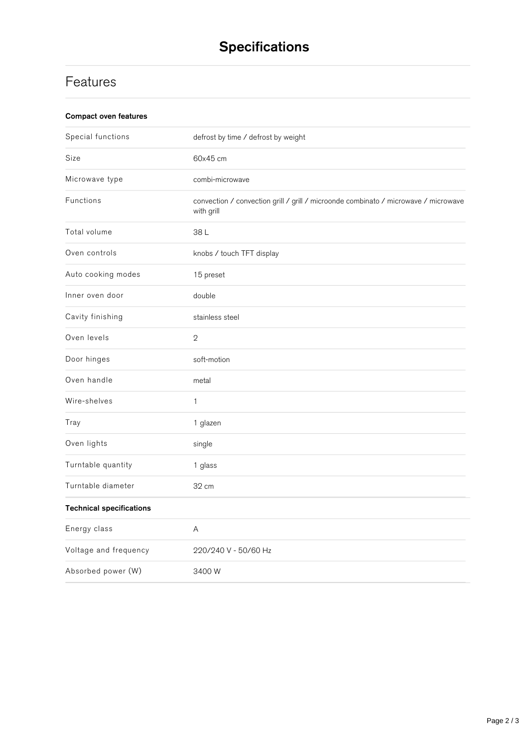# Specifications

## Features

### Compact oven features

| | |
|---|---|
| Special functions | defrost by time / defrost by weight |
| Size | 60x45 cm |
| Microwave type | combi-microwave |
| Functions | convection / convection grill / grill / microonde combinato / microwave / microwave with grill |
| Total volume | 38 L |
| Oven controls | knobs / touch TFT display |
| Auto cooking modes | 15 preset |
| Inner oven door | double |
| Cavity finishing | stainless steel |
| Oven levels | 2 |
| Door hinges | soft-motion |
| Oven handle | metal |
| Wire-shelves | 1 |
| Tray | 1 glazen |
| Oven lights | single |
| Turntable quantity | 1 glass |
| Turntable diameter | 32 cm |

### Technical specifications

| | |
|---|---|
| Energy class | A |
| Voltage and frequency | 220/240 V - 50/60 Hz |
| Absorbed power (W) | 3400 W |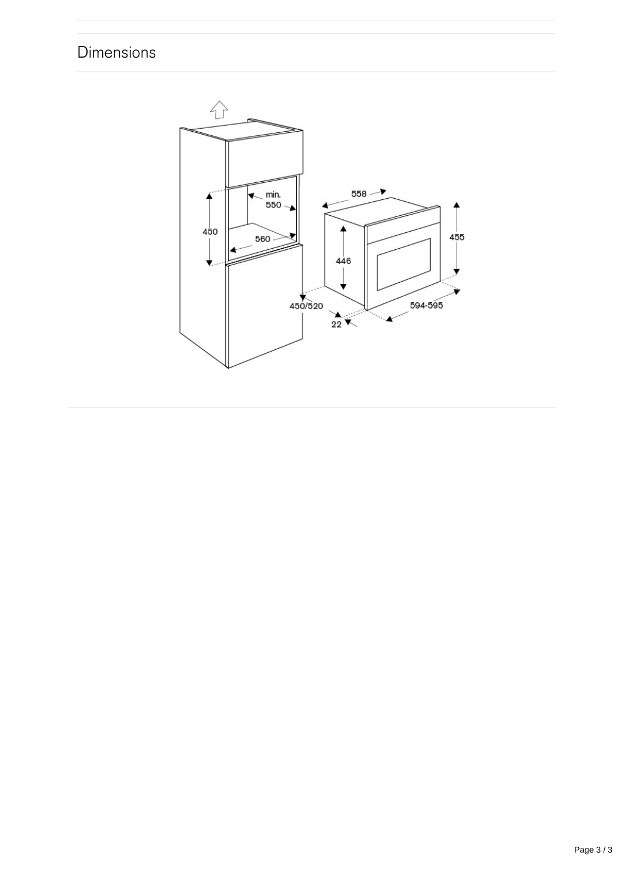## Dimensions

min.
550

450

560

558

455

446

450/520

22

594-595